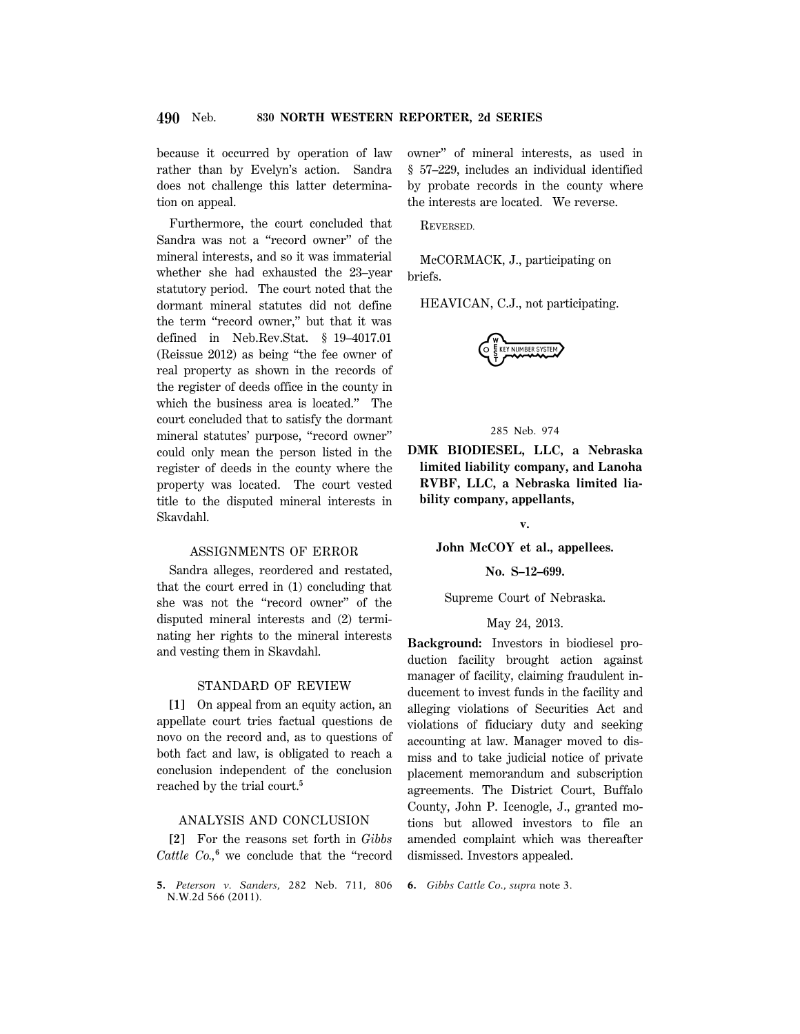because it occurred by operation of law rather than by Evelyn's action. Sandra does not challenge this latter determination on appeal.

Furthermore, the court concluded that Sandra was not a "record owner" of the mineral interests, and so it was immaterial whether she had exhausted the 23–year statutory period. The court noted that the dormant mineral statutes did not define the term "record owner," but that it was defined in Neb.Rev.Stat. § 19–4017.01 (Reissue 2012) as being "the fee owner of real property as shown in the records of the register of deeds office in the county in which the business area is located." The court concluded that to satisfy the dormant mineral statutes' purpose, "record owner" could only mean the person listed in the register of deeds in the county where the property was located. The court vested title to the disputed mineral interests in Skavdahl.

## ASSIGNMENTS OF ERROR

Sandra alleges, reordered and restated, that the court erred in (1) concluding that she was not the "record owner" of the disputed mineral interests and (2) terminating her rights to the mineral interests and vesting them in Skavdahl.

## STANDARD OF REVIEW

**[1]** On appeal from an equity action, an appellate court tries factual questions de novo on the record and, as to questions of both fact and law, is obligated to reach a conclusion independent of the conclusion reached by the trial court.[5]

## ANALYSIS AND CONCLUSION

**[2]** For the reasons set forth in *Gibbs Cattle Co.*,[6] we conclude that the "record owner" of mineral interests, as used in § 57–229, includes an individual identified by probate records in the county where the interests are located. We reverse.

REVERSED.

McCORMACK, J., participating on briefs.

HEAVICAN, C.J., not participating.

5. *Peterson v. Sanders*, 282 Neb. 711, 806 N.W.2d 566 (2011).

6. *Gibbs Cattle Co., supra* note 3.

---

285 Neb. 974

**DMK BIODIESEL, LLC, a Nebraska limited liability company, and Lanoha RVBF, LLC, a Nebraska limited liability company, appellants,**

**v.**

**John McCOY et al., appellees.**

**No. S–12–699.**

Supreme Court of Nebraska.

May 24, 2013.

**Background:** Investors in biodiesel production facility brought action against manager of facility, claiming fraudulent inducement to invest funds in the facility and alleging violations of Securities Act and violations of fiduciary duty and seeking accounting at law. Manager moved to dismiss and to take judicial notice of private placement memorandum and subscription agreements. The District Court, Buffalo County, John P. Icenogle, J., granted motions but allowed investors to file an amended complaint which was thereafter dismissed. Investors appealed.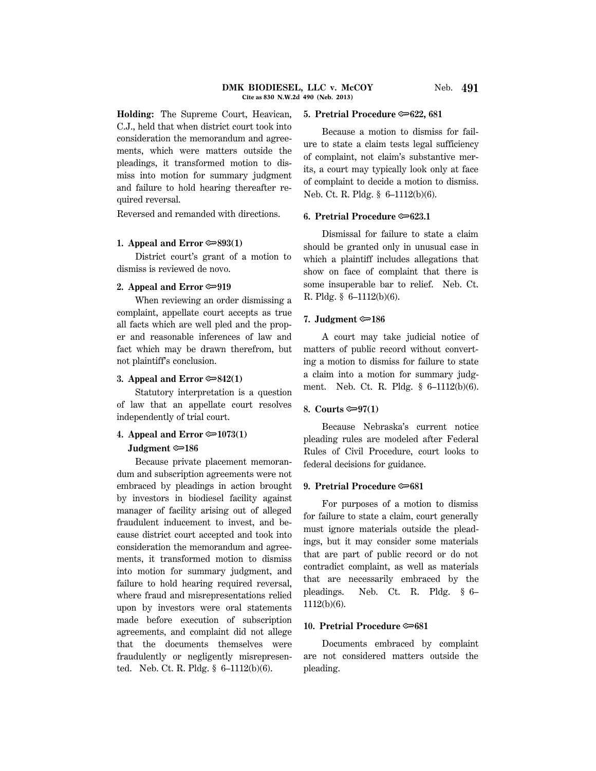**Holding:** The Supreme Court, Heavican, C.J., held that when district court took into consideration the memorandum and agreements, which were matters outside the pleadings, it transformed motion to dismiss into motion for summary judgment and failure to hold hearing thereafter required reversal.

Reversed and remanded with directions.

**1. Appeal and Error ⇐893(1)**

District court's grant of a motion to dismiss is reviewed de novo.

**2. Appeal and Error ⇐919**

When reviewing an order dismissing a complaint, appellate court accepts as true all facts which are well pled and the proper and reasonable inferences of law and fact which may be drawn therefrom, but not plaintiff's conclusion.

**3. Appeal and Error ⇐842(1)**

Statutory interpretation is a question of law that an appellate court resolves independently of trial court.

**4. Appeal and Error ⇐1073(1)**
**Judgment ⇐186**

Because private placement memorandum and subscription agreements were not embraced by pleadings in action brought by investors in biodiesel facility against manager of facility arising out of alleged fraudulent inducement to invest, and because district court accepted and took into consideration the memorandum and agreements, it transformed motion to dismiss into motion for summary judgment, and failure to hold hearing required reversal, where fraud and misrepresentations relied upon by investors were oral statements made before execution of subscription agreements, and complaint did not allege that the documents themselves were fraudulently or negligently misrepresented. Neb. Ct. R. Pldg. § 6–1112(b)(6).

**5. Pretrial Procedure ⇐622, 681**

Because a motion to dismiss for failure to state a claim tests legal sufficiency of complaint, not claim's substantive merits, a court may typically look only at face of complaint to decide a motion to dismiss. Neb. Ct. R. Pldg. § 6–1112(b)(6).

**6. Pretrial Procedure ⇐623.1**

Dismissal for failure to state a claim should be granted only in unusual case in which a plaintiff includes allegations that show on face of complaint that there is some insuperable bar to relief. Neb. Ct. R. Pldg. § 6–1112(b)(6).

**7. Judgment ⇐186**

A court may take judicial notice of matters of public record without converting a motion to dismiss for failure to state a claim into a motion for summary judgment. Neb. Ct. R. Pldg. § 6–1112(b)(6).

**8. Courts ⇐97(1)**

Because Nebraska's current notice pleading rules are modeled after Federal Rules of Civil Procedure, court looks to federal decisions for guidance.

**9. Pretrial Procedure ⇐681**

For purposes of a motion to dismiss for failure to state a claim, court generally must ignore materials outside the pleadings, but it may consider some materials that are part of public record or do not contradict complaint, as well as materials that are necessarily embraced by the pleadings. Neb. Ct. R. Pldg. § 6–1112(b)(6).

**10. Pretrial Procedure ⇐681**

Documents embraced by complaint are not considered matters outside the pleading.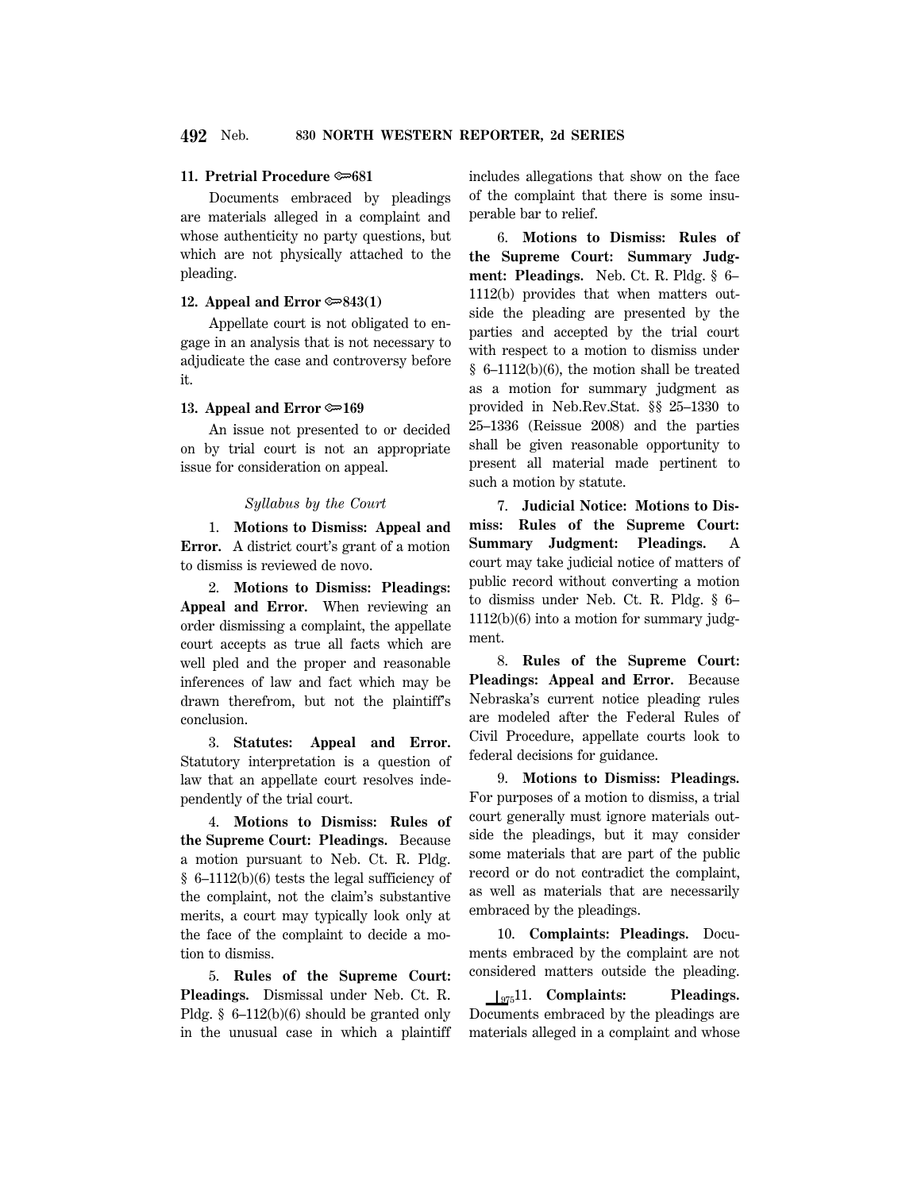**11. Pretrial Procedure ⇐681**

Documents embraced by pleadings are materials alleged in a complaint and whose authenticity no party questions, but which are not physically attached to the pleading.

**12. Appeal and Error ⇐843(1)**

Appellate court is not obligated to engage in an analysis that is not necessary to adjudicate the case and controversy before it.

**13. Appeal and Error ⇐169**

An issue not presented to or decided on by trial court is not an appropriate issue for consideration on appeal.

*Syllabus by the Court*

1. **Motions to Dismiss: Appeal and Error.** A district court's grant of a motion to dismiss is reviewed de novo.

2. **Motions to Dismiss: Pleadings: Appeal and Error.** When reviewing an order dismissing a complaint, the appellate court accepts as true all facts which are well pled and the proper and reasonable inferences of law and fact which may be drawn therefrom, but not the plaintiff's conclusion.

3. **Statutes: Appeal and Error.** Statutory interpretation is a question of law that an appellate court resolves independently of the trial court.

4. **Motions to Dismiss: Rules of the Supreme Court: Pleadings.** Because a motion pursuant to Neb. Ct. R. Pldg. § 6–1112(b)(6) tests the legal sufficiency of the complaint, not the claim's substantive merits, a court may typically look only at the face of the complaint to decide a motion to dismiss.

5. **Rules of the Supreme Court: Pleadings.** Dismissal under Neb. Ct. R. Pldg. § 6–112(b)(6) should be granted only in the unusual case in which a plaintiff includes allegations that show on the face of the complaint that there is some insuperable bar to relief.

6. **Motions to Dismiss: Rules of the Supreme Court: Summary Judgment: Pleadings.** Neb. Ct. R. Pldg. § 6–1112(b) provides that when matters outside the pleading are presented by the parties and accepted by the trial court with respect to a motion to dismiss under § 6–1112(b)(6), the motion shall be treated as a motion for summary judgment as provided in Neb.Rev.Stat. §§ 25–1330 to 25–1336 (Reissue 2008) and the parties shall be given reasonable opportunity to present all material made pertinent to such a motion by statute.

7. **Judicial Notice: Motions to Dismiss: Rules of the Supreme Court: Summary Judgment: Pleadings.** A court may take judicial notice of matters of public record without converting a motion to dismiss under Neb. Ct. R. Pldg. § 6–1112(b)(6) into a motion for summary judgment.

8. **Rules of the Supreme Court: Pleadings: Appeal and Error.** Because Nebraska's current notice pleading rules are modeled after the Federal Rules of Civil Procedure, appellate courts look to federal decisions for guidance.

9. **Motions to Dismiss: Pleadings.** For purposes of a motion to dismiss, a trial court generally must ignore materials outside the pleadings, but it may consider some materials that are part of the public record or do not contradict the complaint, as well as materials that are necessarily embraced by the pleadings.

10. **Complaints: Pleadings.** Documents embraced by the complaint are not considered matters outside the pleading.

11. **Complaints: Pleadings.** Documents embraced by the pleadings are materials alleged in a complaint and whose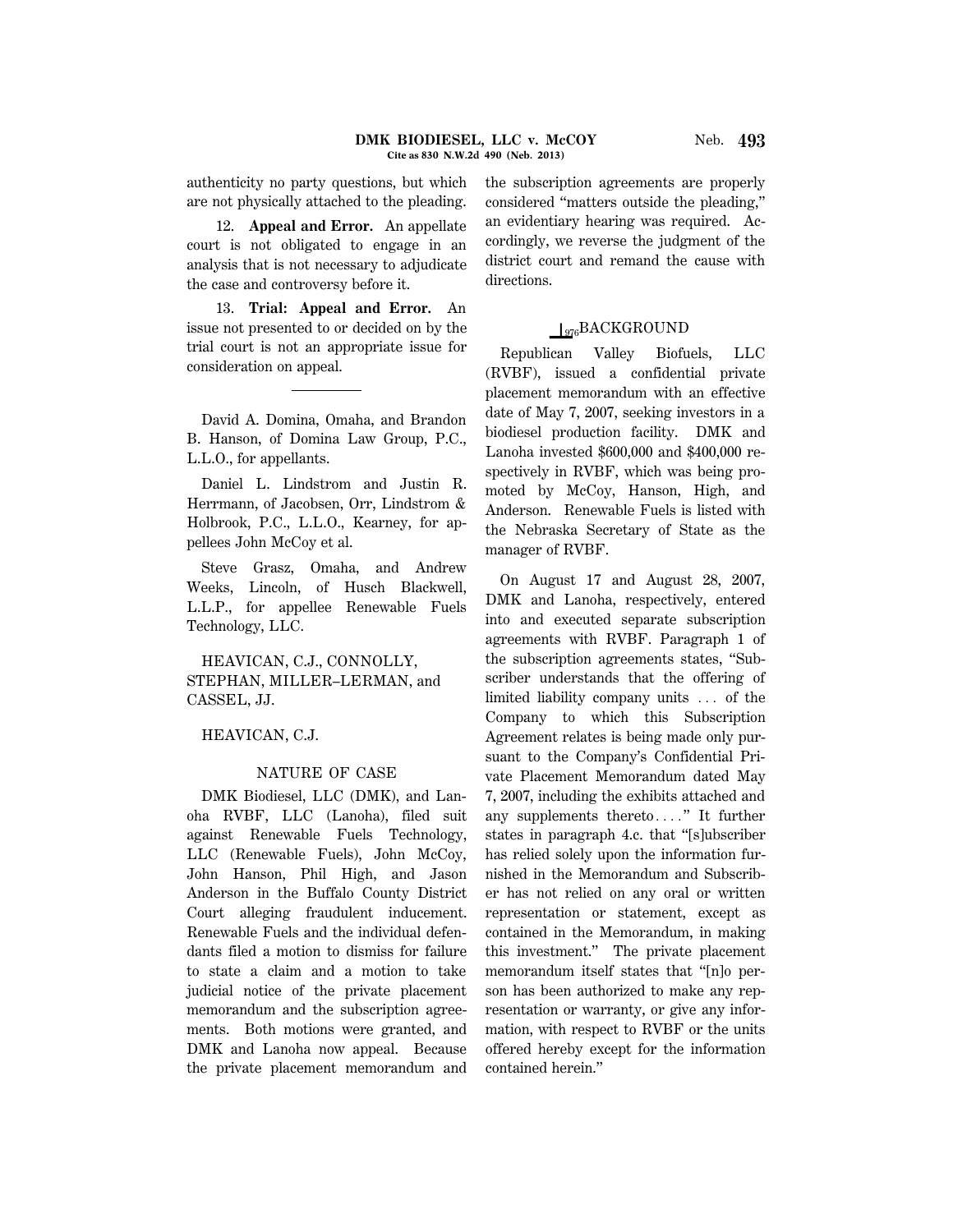authenticity no party questions, but which are not physically attached to the pleading.

12. **Appeal and Error.** An appellate court is not obligated to engage in an analysis that is not necessary to adjudicate the case and controversy before it.

13. **Trial: Appeal and Error.** An issue not presented to or decided on by the trial court is not an appropriate issue for consideration on appeal.

---

David A. Domina, Omaha, and Brandon B. Hanson, of Domina Law Group, P.C., L.L.O., for appellants.

Daniel L. Lindstrom and Justin R. Herrmann, of Jacobsen, Orr, Lindstrom & Holbrook, P.C., L.L.O., Kearney, for appellees John McCoy et al.

Steve Grasz, Omaha, and Andrew Weeks, Lincoln, of Husch Blackwell, L.L.P., for appellee Renewable Fuels Technology, LLC.

HEAVICAN, C.J., CONNOLLY, STEPHAN, MILLER–LERMAN, and CASSEL, JJ.

HEAVICAN, C.J.

## NATURE OF CASE

DMK Biodiesel, LLC (DMK), and Lanoha RVBF, LLC (Lanoha), filed suit against Renewable Fuels Technology, LLC (Renewable Fuels), John McCoy, John Hanson, Phil High, and Jason Anderson in the Buffalo County District Court alleging fraudulent inducement. Renewable Fuels and the individual defendants filed a motion to dismiss for failure to state a claim and a motion to take judicial notice of the private placement memorandum and the subscription agreements. Both motions were granted, and DMK and Lanoha now appeal. Because the private placement memorandum and the subscription agreements are properly considered "matters outside the pleading," an evidentiary hearing was required. Accordingly, we reverse the judgment of the district court and remand the cause with directions.

## [976]BACKGROUND

Republican Valley Biofuels, LLC (RVBF), issued a confidential private placement memorandum with an effective date of May 7, 2007, seeking investors in a biodiesel production facility. DMK and Lanoha invested $600,000 and $400,000 respectively in RVBF, which was being promoted by McCoy, Hanson, High, and Anderson. Renewable Fuels is listed with the Nebraska Secretary of State as the manager of RVBF.

On August 17 and August 28, 2007, DMK and Lanoha, respectively, entered into and executed separate subscription agreements with RVBF. Paragraph 1 of the subscription agreements states, "Subscriber understands that the offering of limited liability company units . . . of the Company to which this Subscription Agreement relates is being made only pursuant to the Company's Confidential Private Placement Memorandum dated May 7, 2007, including the exhibits attached and any supplements thereto. . . ." It further states in paragraph 4.c. that "[s]ubscriber has relied solely upon the information furnished in the Memorandum and Subscriber has not relied on any oral or written representation or statement, except as contained in the Memorandum, in making this investment." The private placement memorandum itself states that "[n]o person has been authorized to make any representation or warranty, or give any information, with respect to RVBF or the units offered hereby except for the information contained herein."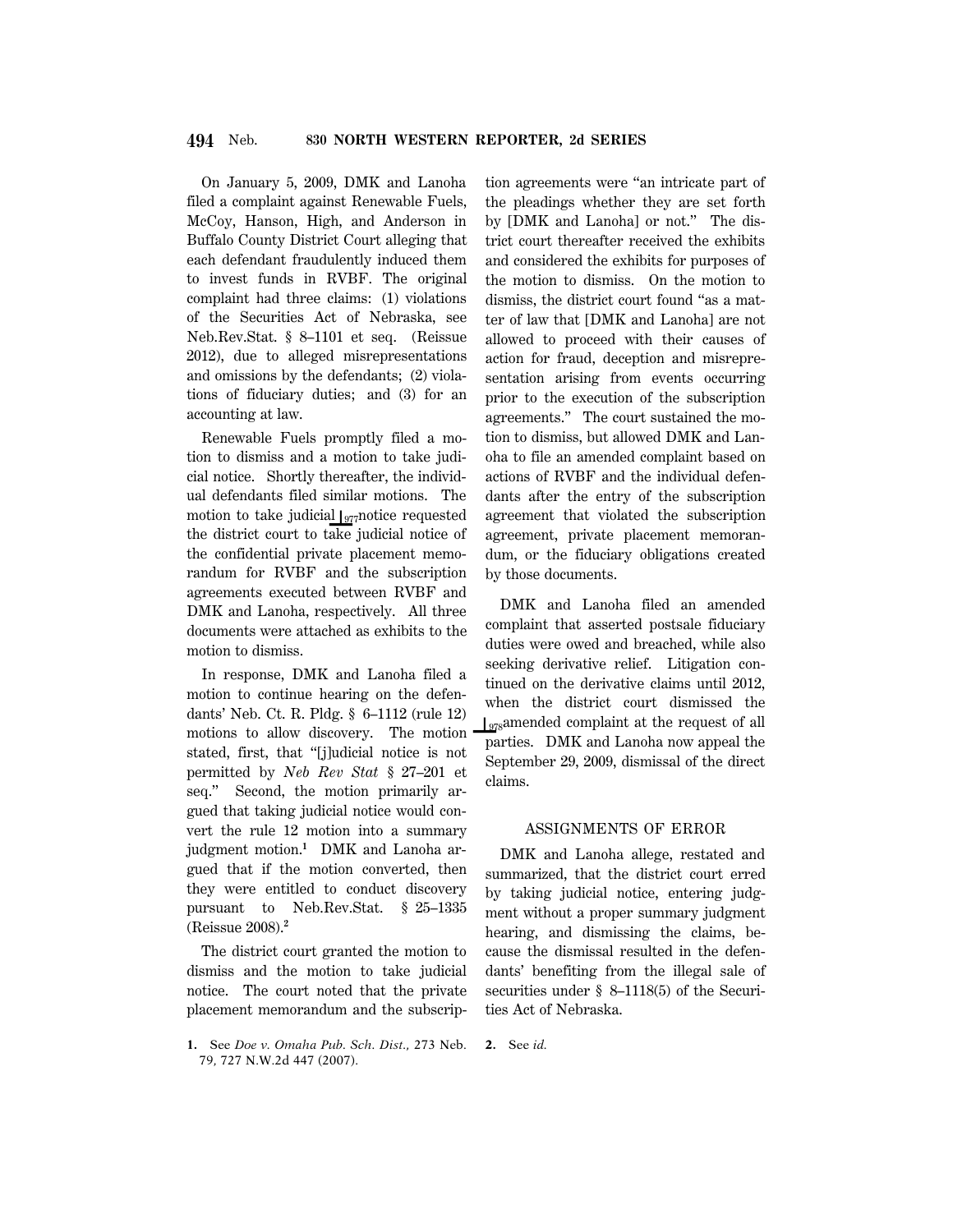On January 5, 2009, DMK and Lanoha filed a complaint against Renewable Fuels, McCoy, Hanson, High, and Anderson in Buffalo County District Court alleging that each defendant fraudulently induced them to invest funds in RVBF. The original complaint had three claims: (1) violations of the Securities Act of Nebraska, see Neb.Rev.Stat. § 8–1101 et seq. (Reissue 2012), due to alleged misrepresentations and omissions by the defendants; (2) violations of fiduciary duties; and (3) for an accounting at law.

Renewable Fuels promptly filed a motion to dismiss and a motion to take judicial notice. Shortly thereafter, the individual defendants filed similar motions. The motion to take judicial ⌊977 notice requested the district court to take judicial notice of the confidential private placement memorandum for RVBF and the subscription agreements executed between RVBF and DMK and Lanoha, respectively. All three documents were attached as exhibits to the motion to dismiss.

In response, DMK and Lanoha filed a motion to continue hearing on the defendants' Neb. Ct. R. Pldg. § 6–1112 (rule 12) motions to allow discovery. The motion stated, first, that "[j]udicial notice is not permitted by *Neb Rev Stat* § 27–201 et seq." Second, the motion primarily argued that taking judicial notice would convert the rule 12 motion into a summary judgment motion.[1] DMK and Lanoha argued that if the motion converted, then they were entitled to conduct discovery pursuant to Neb.Rev.Stat. § 25–1335 (Reissue 2008).[2]

The district court granted the motion to dismiss and the motion to take judicial notice. The court noted that the private placement memorandum and the subscription agreements were "an intricate part of the pleadings whether they are set forth by [DMK and Lanoha] or not." The district court thereafter received the exhibits and considered the exhibits for purposes of the motion to dismiss. On the motion to dismiss, the district court found "as a matter of law that [DMK and Lanoha] are not allowed to proceed with their causes of action for fraud, deception and misrepresentation arising from events occurring prior to the execution of the subscription agreements." The court sustained the motion to dismiss, but allowed DMK and Lanoha to file an amended complaint based on actions of RVBF and the individual defendants after the entry of the subscription agreement that violated the subscription agreement, private placement memorandum, or the fiduciary obligations created by those documents.

DMK and Lanoha filed an amended complaint that asserted postsale fiduciary duties were owed and breached, while also seeking derivative relief. Litigation continued on the derivative claims until 2012, when the district court dismissed the ⌊978 amended complaint at the request of all parties. DMK and Lanoha now appeal the September 29, 2009, dismissal of the direct claims.

## ASSIGNMENTS OF ERROR

DMK and Lanoha allege, restated and summarized, that the district court erred by taking judicial notice, entering judgment without a proper summary judgment hearing, and dismissing the claims, because the dismissal resulted in the defendants' benefiting from the illegal sale of securities under § 8–1118(5) of the Securities Act of Nebraska.

1. See *Doe v. Omaha Pub. Sch. Dist.,* 273 Neb. 79, 727 N.W.2d 447 (2007).

2. See *id.*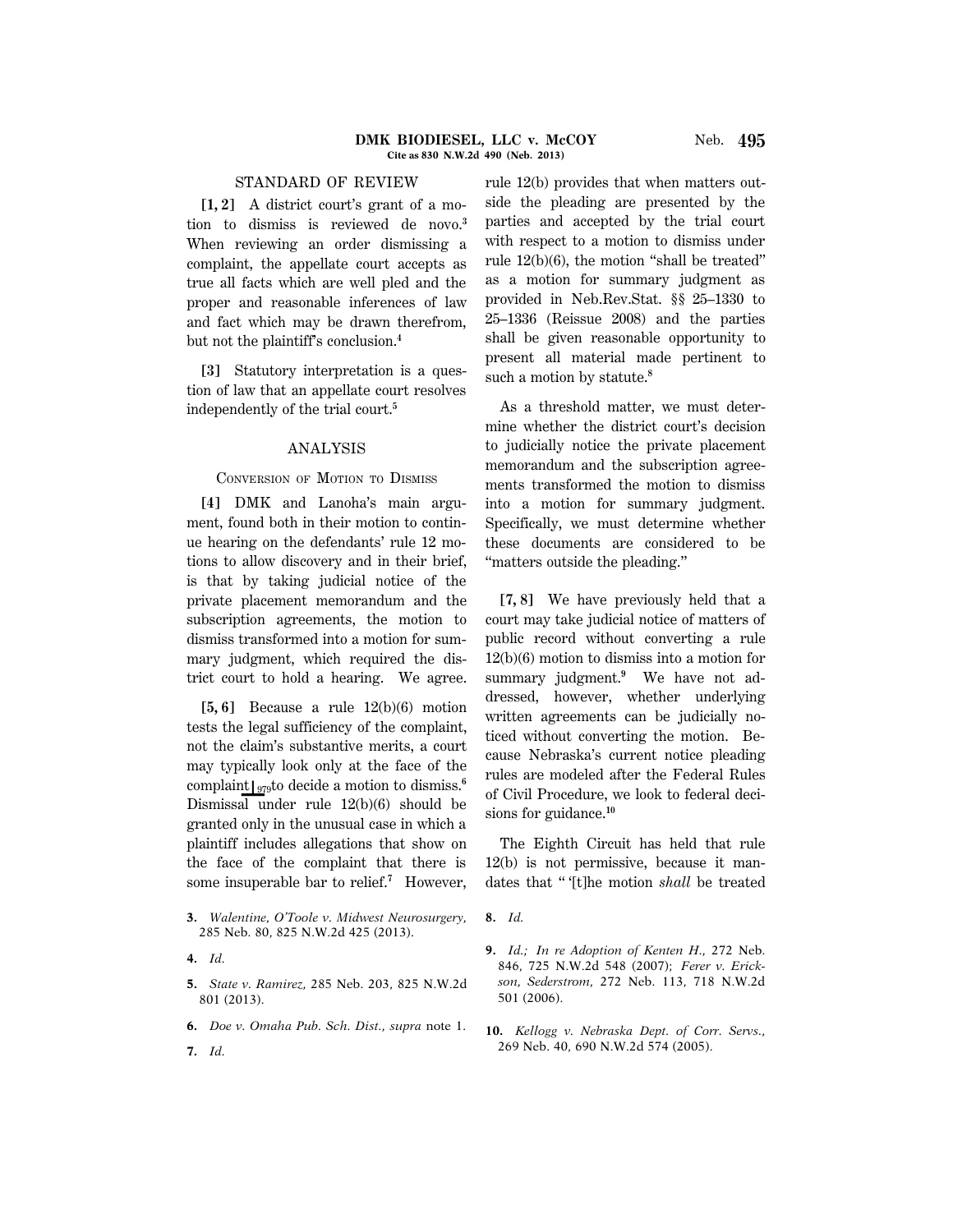## STANDARD OF REVIEW

**[1, 2]** A district court's grant of a motion to dismiss is reviewed de novo.[3] When reviewing an order dismissing a complaint, the appellate court accepts as true all facts which are well pled and the proper and reasonable inferences of law and fact which may be drawn therefrom, but not the plaintiff's conclusion.[4]

**[3]** Statutory interpretation is a question of law that an appellate court resolves independently of the trial court.[5]

## ANALYSIS

### CONVERSION OF MOTION TO DISMISS

**[4]** DMK and Lanoha's main argument, found both in their motion to continue hearing on the defendants' rule 12 motions to allow discovery and in their brief, is that by taking judicial notice of the private placement memorandum and the subscription agreements, the motion to dismiss transformed into a motion for summary judgment, which required the district court to hold a hearing. We agree.

**[5, 6]** Because a rule 12(b)(6) motion tests the legal sufficiency of the complaint, not the claim's substantive merits, a court may typically look only at the face of the complaint ⌊979 to decide a motion to dismiss.[6] Dismissal under rule 12(b)(6) should be granted only in the unusual case in which a plaintiff includes allegations that show on the face of the complaint that there is some insuperable bar to relief.[7] However, rule 12(b) provides that when matters outside the pleading are presented by the parties and accepted by the trial court with respect to a motion to dismiss under rule 12(b)(6), the motion "shall be treated" as a motion for summary judgment as provided in Neb.Rev.Stat. §§ 25–1330 to 25–1336 (Reissue 2008) and the parties shall be given reasonable opportunity to present all material made pertinent to such a motion by statute.[8]

As a threshold matter, we must determine whether the district court's decision to judicially notice the private placement memorandum and the subscription agreements transformed the motion to dismiss into a motion for summary judgment. Specifically, we must determine whether these documents are considered to be "matters outside the pleading."

**[7, 8]** We have previously held that a court may take judicial notice of matters of public record without converting a rule 12(b)(6) motion to dismiss into a motion for summary judgment.[9] We have not addressed, however, whether underlying written agreements can be judicially noticed without converting the motion. Because Nebraska's current notice pleading rules are modeled after the Federal Rules of Civil Procedure, we look to federal decisions for guidance.[10]

The Eighth Circuit has held that rule 12(b) is not permissive, because it mandates that " '[t]he motion *shall* be treated

---

3. *Walentine, O'Toole v. Midwest Neurosurgery,* 285 Neb. 80, 825 N.W.2d 425 (2013).

4. *Id.*

5. *State v. Ramirez,* 285 Neb. 203, 825 N.W.2d 801 (2013).

6. *Doe v. Omaha Pub. Sch. Dist., supra* note 1.

7. *Id.*

8. *Id.*

9. *Id.; In re Adoption of Kenten H.,* 272 Neb. 846, 725 N.W.2d 548 (2007); *Ferer v. Erickson, Sederstrom,* 272 Neb. 113, 718 N.W.2d 501 (2006).

10. *Kellogg v. Nebraska Dept. of Corr. Servs.,* 269 Neb. 40, 690 N.W.2d 574 (2005).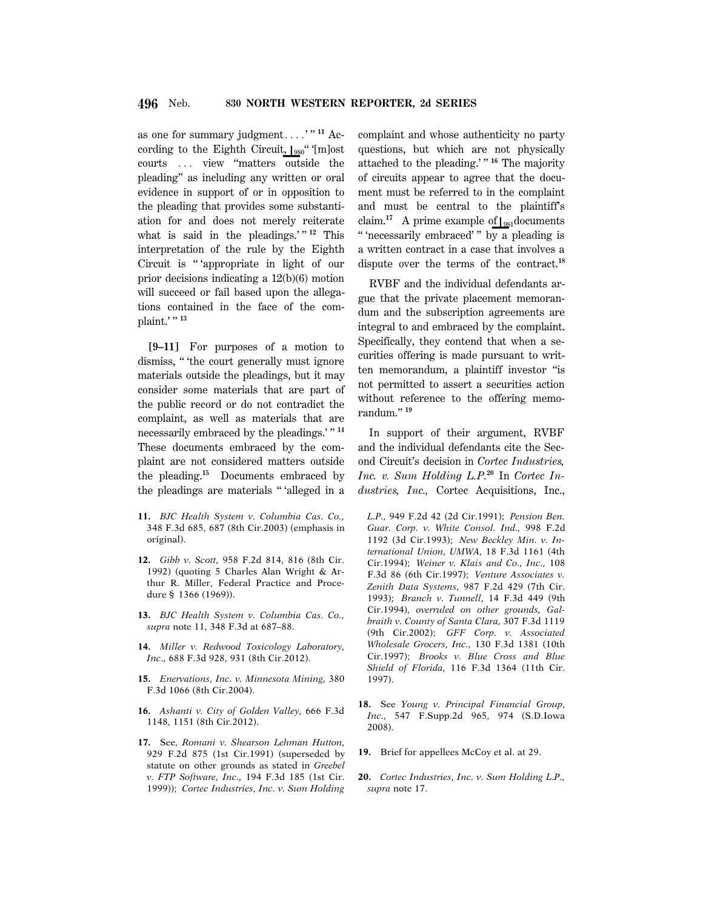as one for summary judgment . . . .' "[11] According to the Eighth Circuit, ⌊980" '[m]ost courts . . . view "matters outside the pleading" as including any written or oral evidence in support of or in opposition to the pleading that provides some substantiation for and does not merely reiterate what is said in the pleadings.' "[12] This interpretation of the rule by the Eighth Circuit is " 'appropriate in light of our prior decisions indicating a 12(b)(6) motion will succeed or fail based upon the allegations contained in the face of the complaint.' "[13]

**[9–11]** For purposes of a motion to dismiss, " 'the court generally must ignore materials outside the pleadings, but it may consider some materials that are part of the public record or do not contradict the complaint, as well as materials that are necessarily embraced by the pleadings.' "[14] These documents embraced by the complaint are not considered matters outside the pleading.[15] Documents embraced by the pleadings are materials " 'alleged in a complaint and whose authenticity no party questions, but which are not physically attached to the pleading.' "[16] The majority of circuits appear to agree that the document must be referred to in the complaint and must be central to the plaintiff's claim.[17] A prime example of ⌊981 documents " 'necessarily embraced' " by a pleading is a written contract in a case that involves a dispute over the terms of the contract.[18]

RVBF and the individual defendants argue that the private placement memorandum and the subscription agreements are integral to and embraced by the complaint. Specifically, they contend that when a securities offering is made pursuant to written memorandum, a plaintiff investor "is not permitted to assert a securities action without reference to the offering memorandum."[19]

In support of their argument, RVBF and the individual defendants cite the Second Circuit's decision in *Cortec Industries, Inc. v. Sum Holding L.P.*[20] In *Cortec Industries, Inc.*, Cortec Acquisitions, Inc.,

---

**11.** *BJC Health System v. Columbia Cas. Co.*, 348 F.3d 685, 687 (8th Cir.2003) (emphasis in original).

**12.** *Gibb v. Scott*, 958 F.2d 814, 816 (8th Cir. 1992) (quoting 5 Charles Alan Wright & Arthur R. Miller, Federal Practice and Procedure § 1366 (1969)).

**13.** *BJC Health System v. Columbia Cas. Co.*, *supra* note 11, 348 F.3d at 687–88.

**14.** *Miller v. Redwood Toxicology Laboratory, Inc.*, 688 F.3d 928, 931 (8th Cir.2012).

**15.** *Enervations, Inc. v. Minnesota Mining*, 380 F.3d 1066 (8th Cir.2004).

**16.** *Ashanti v. City of Golden Valley*, 666 F.3d 1148, 1151 (8th Cir.2012).

**17.** See, *Romani v. Shearson Lehman Hutton*, 929 F.2d 875 (1st Cir.1991) (superseded by statute on other grounds as stated in *Greebel v. FTP Software, Inc.*, 194 F.3d 185 (1st Cir. 1999)); *Cortec Industries, Inc. v. Sum Holding L.P.*, 949 F.2d 42 (2d Cir.1991); *Pension Ben. Guar. Corp. v. White Consol. Ind.*, 998 F.2d 1192 (3d Cir.1993); *New Beckley Min. v. International Union, UMWA*, 18 F.3d 1161 (4th Cir.1994); *Weiner v. Klais and Co., Inc.*, 108 F.3d 86 (6th Cir.1997); *Venture Associates v. Zenith Data Systems*, 987 F.2d 429 (7th Cir. 1993); *Branch v. Tunnell*, 14 F.3d 449 (9th Cir.1994), *overruled on other grounds*, *Galbraith v. County of Santa Clara*, 307 F.3d 1119 (9th Cir.2002); *GFF Corp. v. Associated Wholesale Grocers, Inc.*, 130 F.3d 1381 (10th Cir.1997); *Brooks v. Blue Cross and Blue Shield of Florida*, 116 F.3d 1364 (11th Cir. 1997).

**18.** See *Young v. Principal Financial Group, Inc.*, 547 F.Supp.2d 965, 974 (S.D.Iowa 2008).

**19.** Brief for appellees McCoy et al. at 29.

**20.** *Cortec Industries, Inc. v. Sum Holding L.P.*, *supra* note 17.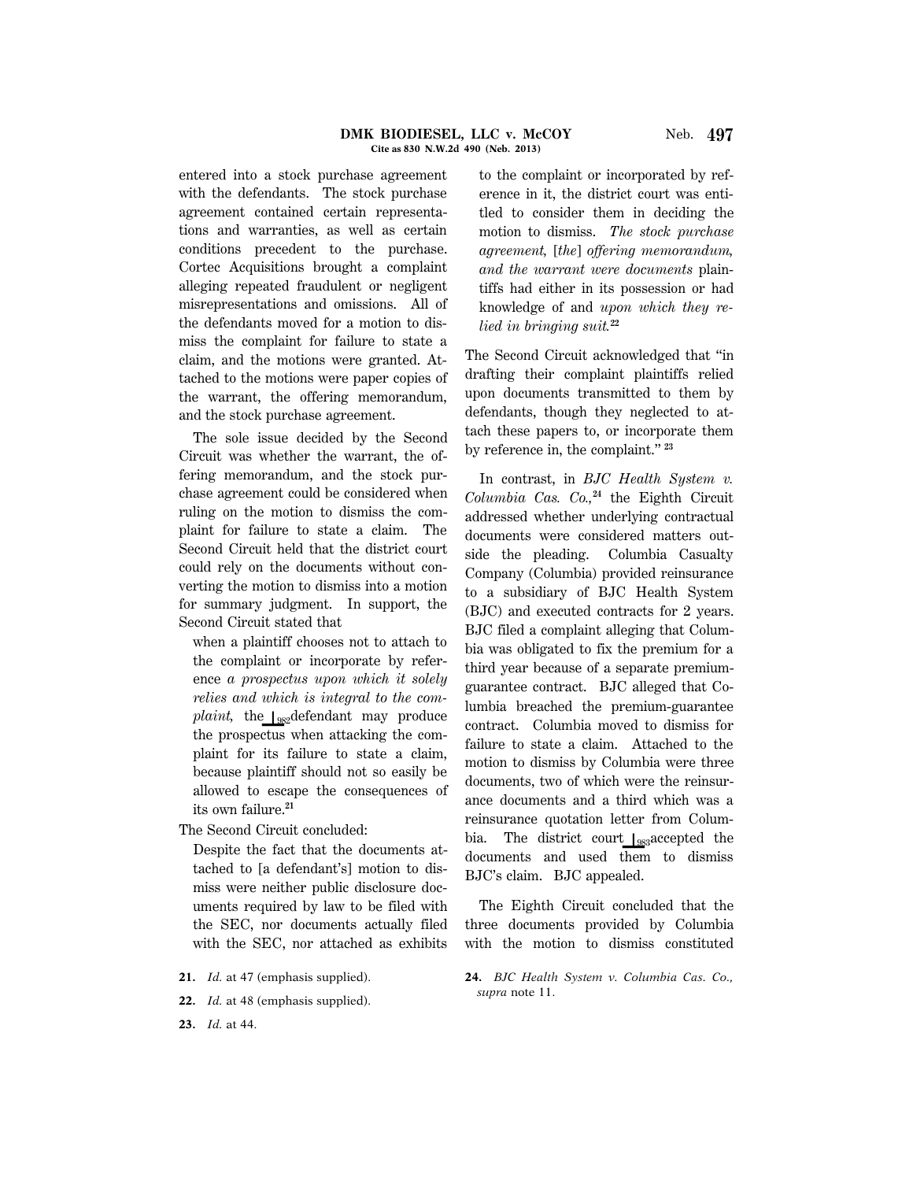entered into a stock purchase agreement with the defendants. The stock purchase agreement contained certain representations and warranties, as well as certain conditions precedent to the purchase. Cortec Acquisitions brought a complaint alleging repeated fraudulent or negligent misrepresentations and omissions. All of the defendants moved for a motion to dismiss the complaint for failure to state a claim, and the motions were granted. Attached to the motions were paper copies of the warrant, the offering memorandum, and the stock purchase agreement.

The sole issue decided by the Second Circuit was whether the warrant, the offering memorandum, and the stock purchase agreement could be considered when ruling on the motion to dismiss the complaint for failure to state a claim. The Second Circuit held that the district court could rely on the documents without converting the motion to dismiss into a motion for summary judgment. In support, the Second Circuit stated that

> when a plaintiff chooses not to attach to the complaint or incorporate by reference *a prospectus upon which it solely relies and which is integral to the complaint,* the ⌊982 defendant may produce the prospectus when attacking the complaint for its failure to state a claim, because plaintiff should not so easily be allowed to escape the consequences of its own failure.[21]

The Second Circuit concluded:

> Despite the fact that the documents attached to [a defendant's] motion to dismiss were neither public disclosure documents required by law to be filed with the SEC, nor documents actually filed with the SEC, nor attached as exhibits to the complaint or incorporated by reference in it, the district court was entitled to consider them in deciding the motion to dismiss. *The stock purchase agreement,* [*the*] *offering memorandum, and the warrant were documents* plaintiffs had either in its possession or had knowledge of and *upon which they relied in bringing suit.*[22]

The Second Circuit acknowledged that "in drafting their complaint plaintiffs relied upon documents transmitted to them by defendants, though they neglected to attach these papers to, or incorporate them by reference in, the complaint."[23]

In contrast, in *BJC Health System v. Columbia Cas. Co.,*[24] the Eighth Circuit addressed whether underlying contractual documents were considered matters outside the pleading. Columbia Casualty Company (Columbia) provided reinsurance to a subsidiary of BJC Health System (BJC) and executed contracts for 2 years. BJC filed a complaint alleging that Columbia was obligated to fix the premium for a third year because of a separate premium-guarantee contract. BJC alleged that Columbia breached the premium-guarantee contract. Columbia moved to dismiss for failure to state a claim. Attached to the motion to dismiss by Columbia were three documents, two of which were the reinsurance documents and a third which was a reinsurance quotation letter from Columbia. The district court ⌊983 accepted the documents and used them to dismiss BJC's claim. BJC appealed.

The Eighth Circuit concluded that the three documents provided by Columbia with the motion to dismiss constituted

---

21. *Id.* at 47 (emphasis supplied).

22. *Id.* at 48 (emphasis supplied).

23. *Id.* at 44.

24. *BJC Health System v. Columbia Cas. Co., supra* note 11.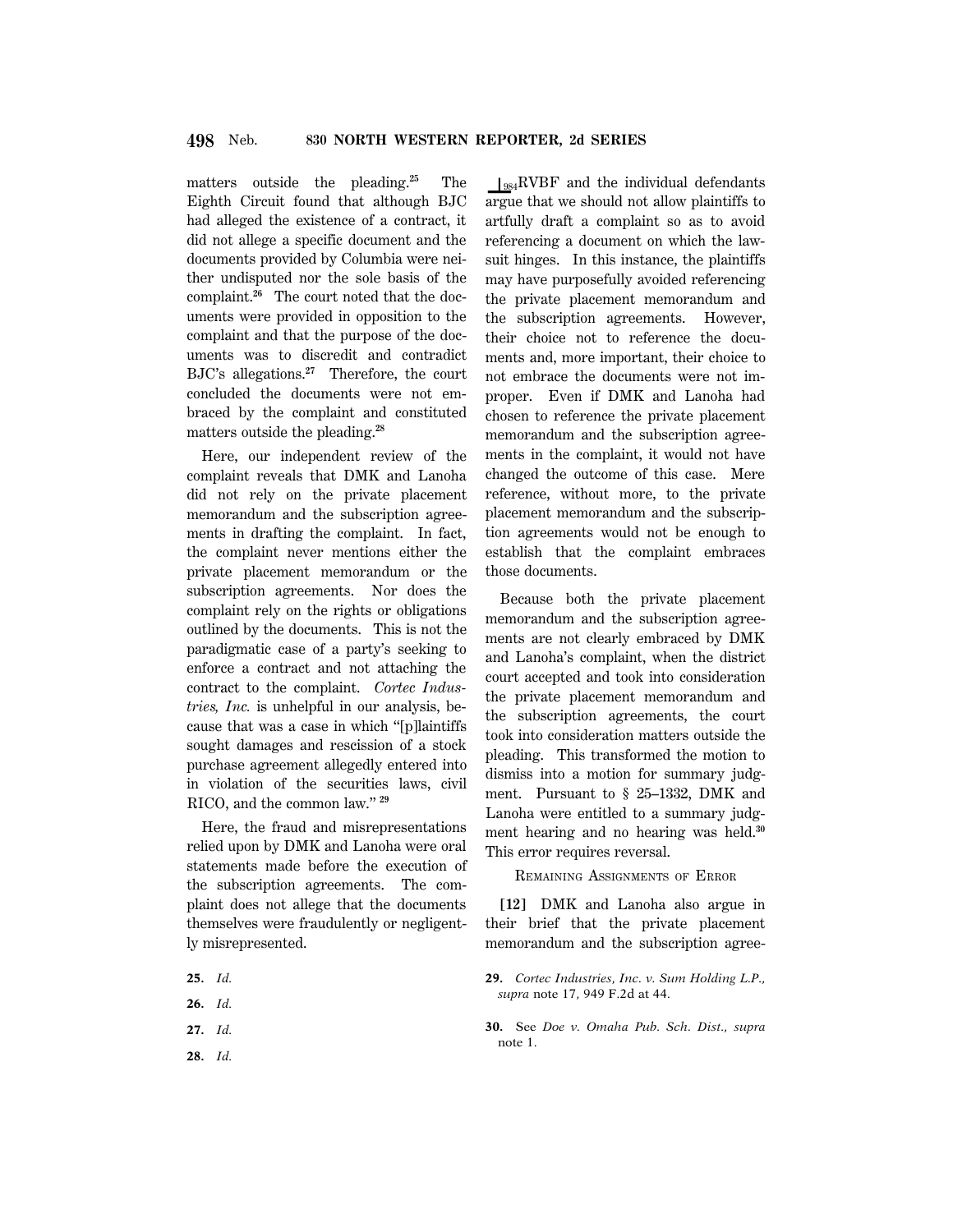matters outside the pleading.[25] The Eighth Circuit found that although BJC had alleged the existence of a contract, it did not allege a specific document and the documents provided by Columbia were neither undisputed nor the sole basis of the complaint.[26] The court noted that the documents were provided in opposition to the complaint and that the purpose of the documents was to discredit and contradict BJC's allegations.[27] Therefore, the court concluded the documents were not embraced by the complaint and constituted matters outside the pleading.[28]

Here, our independent review of the complaint reveals that DMK and Lanoha did not rely on the private placement memorandum and the subscription agreements in drafting the complaint. In fact, the complaint never mentions either the private placement memorandum or the subscription agreements. Nor does the complaint rely on the rights or obligations outlined by the documents. This is not the paradigmatic case of a party's seeking to enforce a contract and not attaching the contract to the complaint. *Cortec Industries, Inc.* is unhelpful in our analysis, because that was a case in which "[p]laintiffs sought damages and rescission of a stock purchase agreement allegedly entered into in violation of the securities laws, civil RICO, and the common law." [29]

Here, the fraud and misrepresentations relied upon by DMK and Lanoha were oral statements made before the execution of the subscription agreements. The complaint does not allege that the documents themselves were fraudulently or negligently misrepresented.

RVBF and the individual defendants argue that we should not allow plaintiffs to artfully draft a complaint so as to avoid referencing a document on which the lawsuit hinges. In this instance, the plaintiffs may have purposefully avoided referencing the private placement memorandum and the subscription agreements. However, their choice not to reference the documents and, more important, their choice to not embrace the documents were not improper. Even if DMK and Lanoha had chosen to reference the private placement memorandum and the subscription agreements in the complaint, it would not have changed the outcome of this case. Mere reference, without more, to the private placement memorandum and the subscription agreements would not be enough to establish that the complaint embraces those documents.

Because both the private placement memorandum and the subscription agreements are not clearly embraced by DMK and Lanoha's complaint, when the district court accepted and took into consideration the private placement memorandum and the subscription agreements, the court took into consideration matters outside the pleading. This transformed the motion to dismiss into a motion for summary judgment. Pursuant to § 25–1332, DMK and Lanoha were entitled to a summary judgment hearing and no hearing was held.[30] This error requires reversal.

### Remaining Assignments of Error

**[12]** DMK and Lanoha also argue in their brief that the private placement memorandum and the subscription agree-

---

25. *Id.*

26. *Id.*

27. *Id.*

28. *Id.*

29. *Cortec Industries, Inc. v. Sum Holding L.P., supra* note 17, 949 F.2d at 44.

30. See *Doe v. Omaha Pub. Sch. Dist., supra* note 1.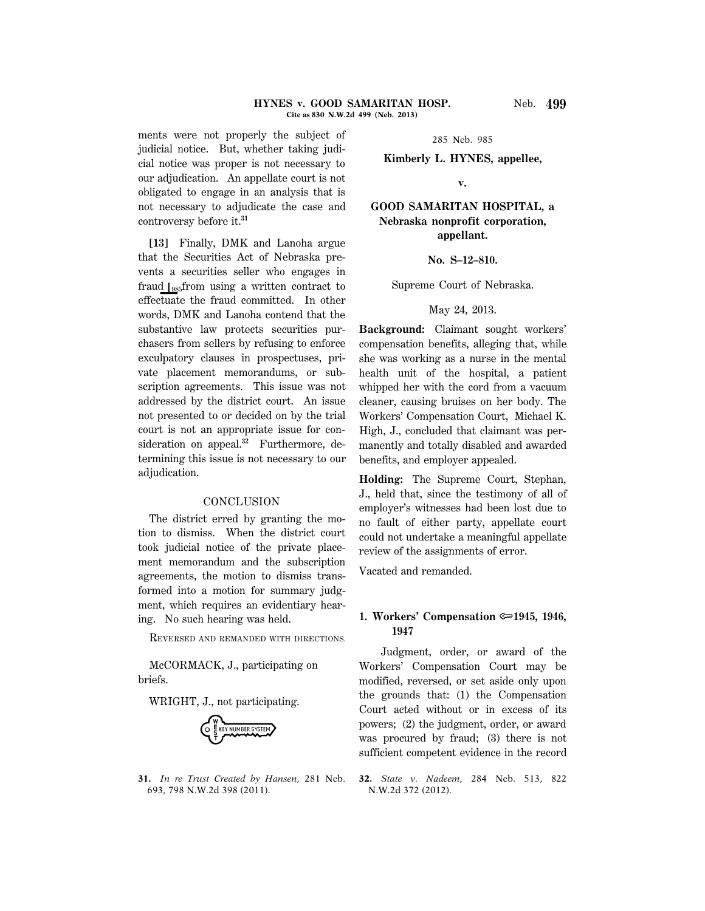ments were not properly the subject of judicial notice. But, whether taking judicial notice was proper is not necessary to our adjudication. An appellate court is not obligated to engage in an analysis that is not necessary to adjudicate the case and controversy before it.[31]

**[13]** Finally, DMK and Lanoha argue that the Securities Act of Nebraska prevents a securities seller who engages in fraud ⌊985 from using a written contract to effectuate the fraud committed. In other words, DMK and Lanoha contend that the substantive law protects securities purchasers from sellers by refusing to enforce exculpatory clauses in prospectuses, private placement memorandums, or subscription agreements. This issue was not addressed by the district court. An issue not presented to or decided on by the trial court is not an appropriate issue for consideration on appeal.[32] Furthermore, determining this issue is not necessary to our adjudication.

## CONCLUSION

The district erred by granting the motion to dismiss. When the district court took judicial notice of the private placement memorandum and the subscription agreements, the motion to dismiss transformed into a motion for summary judgment, which requires an evidentiary hearing. No such hearing was held.

REVERSED AND REMANDED WITH DIRECTIONS.

McCORMACK, J., participating on briefs.

WRIGHT, J., not participating.

31. *In re Trust Created by Hansen,* 281 Neb. 693, 798 N.W.2d 398 (2011).

32. *State v. Nadeem,* 284 Neb. 513, 822 N.W.2d 372 (2012).

285 Neb. 985

**Kimberly L. HYNES, appellee,**

**v.**

**GOOD SAMARITAN HOSPITAL, a Nebraska nonprofit corporation, appellant.**

**No. S–12–810.**

Supreme Court of Nebraska.

May 24, 2013.

**Background:** Claimant sought workers' compensation benefits, alleging that, while she was working as a nurse in the mental health unit of the hospital, a patient whipped her with the cord from a vacuum cleaner, causing bruises on her body. The Workers' Compensation Court, Michael K. High, J., concluded that claimant was permanently and totally disabled and awarded benefits, and employer appealed.

**Holding:** The Supreme Court, Stephan, J., held that, since the testimony of all of employer's witnesses had been lost due to no fault of either party, appellate court could not undertake a meaningful appellate review of the assignments of error.

Vacated and remanded.

**1. Workers' Compensation ⟹1945, 1946, 1947**

Judgment, order, or award of the Workers' Compensation Court may be modified, reversed, or set aside only upon the grounds that: (1) the Compensation Court acted without or in excess of its powers; (2) the judgment, order, or award was procured by fraud; (3) there is not sufficient competent evidence in the record